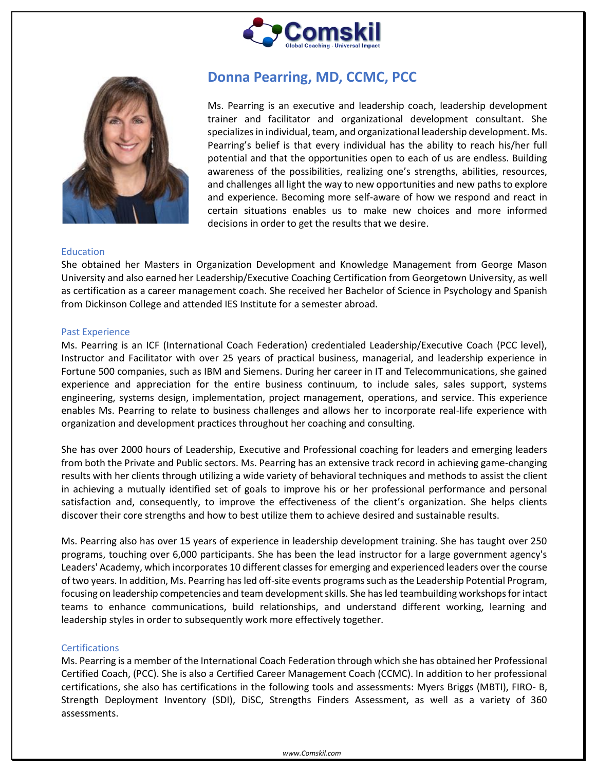# Donna Pearring, MD, CCMC, PCC

Ms. Pearring is an executive and leadership coach, leadership development trainer and facilitator and organizational development consultant. She specializes in individual, team, and organizational leadership development. Ms. Pearring's belief is that every individual has the ability to reach his/her full potential and that the opportunities open to each of us are endless. Building awareness of the possibilities, realizing one's strengths, abilities, resources, and challenges all light the way to new opportunities and new paths to explore and experience. Becoming more self-aware of how we respond and react in certain situations enables us to make new choices and more informed decisions in order to get the results that we desire.

## Education

She obtained her Masters in Organization Development and Knowledge Management from George Mason University and also earned her Leadership/Executive Coaching Certification from Georgetown University, as well as certification as a career management coach. She received her Bachelor of Science in Psychology and Spanish from Dickinson College and attended IES Institute for a semester abroad.

## Past Experience

Ms. Pearring is an ICF (International Coach Federation) credentialed Leadership/Executive Coach (PCC level), Instructor and Facilitator with over 25 years of practical business, managerial, and leadership experience in Fortune 500 companies, such as IBM and Siemens. During her career in IT and Telecommunications, she gained experience and appreciation for the entire business continuum, to include sales, sales support, systems engineering, systems design, implementation, project management, operations, and service. This experience enables Ms. Pearring to relate to business challenges and allows her to incorporate real-life experience with organization and development practices throughout her coaching and consulting.

She has over 2000 hours of Leadership, Executive and Professional coaching for leaders and emerging leaders from both the Private and Public sectors. Ms. Pearring has an extensive track record in achieving game-changing results with her clients through utilizing a wide variety of behavioral techniques and methods to assist the client in achieving a mutually identified set of goals to improve his or her professional performance and personal satisfaction and, consequently, to improve the effectiveness of the client's organization. She helps clients discover their core strengths and how to best utilize them to achieve desired and sustainable results.

Ms. Pearring also has over 15 years of experience in leadership development training. She has taught over 250 programs, touching over 6,000 participants. She has been the lead instructor for a large government agency's Leaders' Academy, which incorporates 10 different classes for emerging and experienced leaders over the course of two years. In addition, Ms. Pearring has led off-site events programs such as the Leadership Potential Program, focusing on leadership competencies and team development skills. She has led teambuilding workshops for intact teams to enhance communications, build relationships, and understand different working, learning and leadership styles in order to subsequently work more effectively together.

## Certifications

Ms. Pearring is a member of the International Coach Federation through which she has obtained her Professional Certified Coach, (PCC). She is also a Certified Career Management Coach (CCMC). In addition to her professional certifications, she also has certifications in the following tools and assessments: Myers Briggs (MBTI), FIRO- B, Strength Deployment Inventory (SDI), DiSC, Strengths Finders Assessment, as well as a variety of 360 assessments.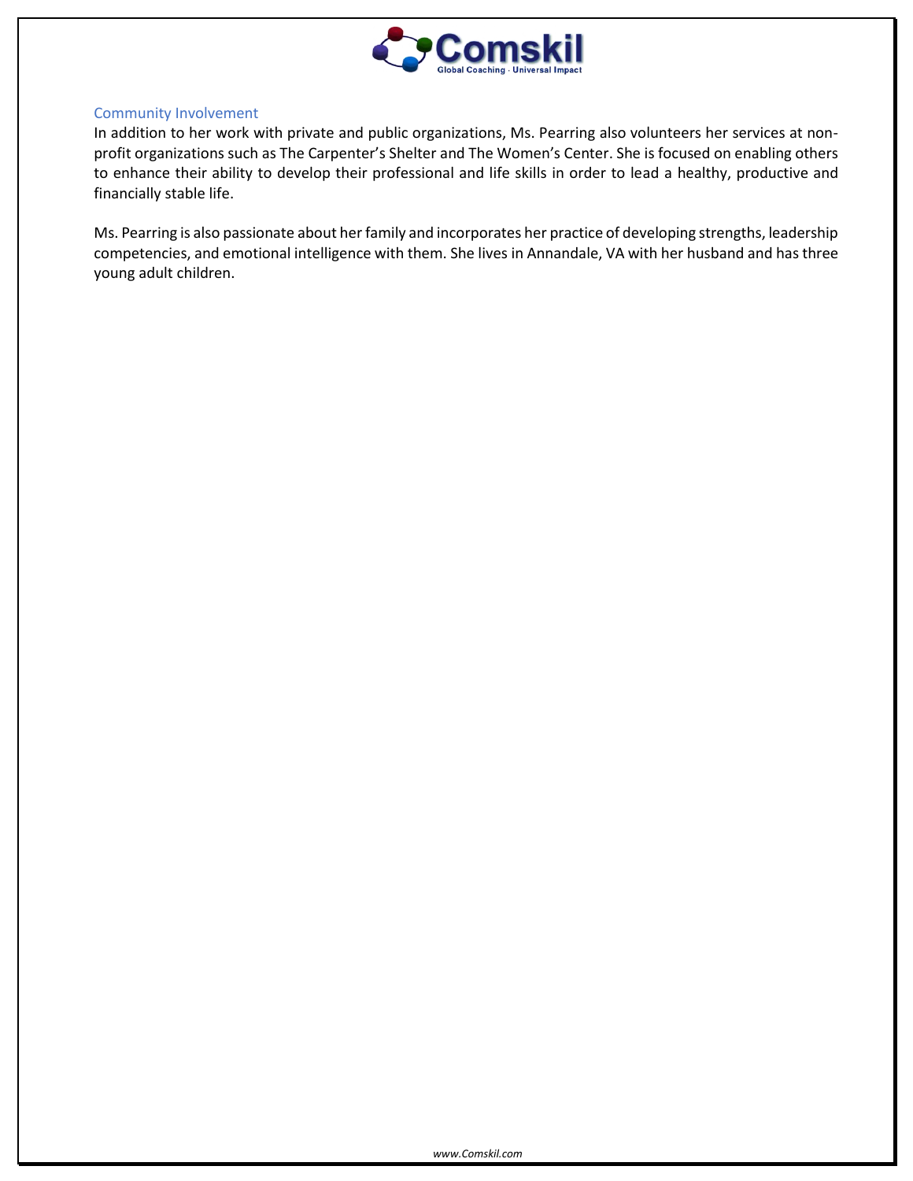## Community Involvement

In addition to her work with private and public organizations, Ms. Pearring also volunteers her services at non-profit organizations such as The Carpenter's Shelter and The Women's Center. She is focused on enabling others to enhance their ability to develop their professional and life skills in order to lead a healthy, productive and financially stable life.

Ms. Pearring is also passionate about her family and incorporates her practice of developing strengths, leadership competencies, and emotional intelligence with them. She lives in Annandale, VA with her husband and has three young adult children.